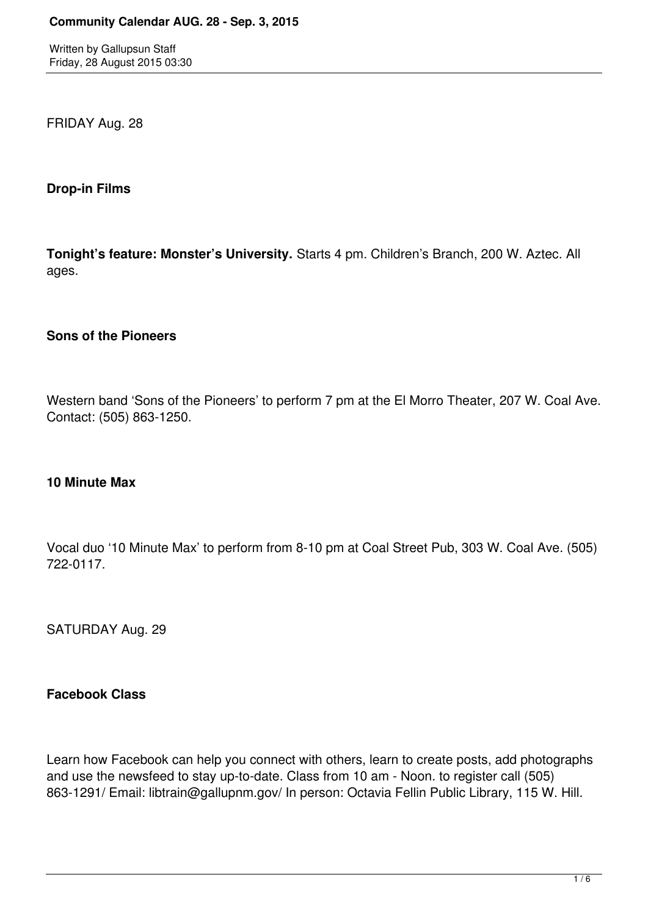FRIDAY Aug. 28

**Drop-in Films**

**Tonight's feature: Monster's University.** Starts 4 pm. Children's Branch, 200 W. Aztec. All ages.

**Sons of the Pioneers**

Western band 'Sons of the Pioneers' to perform 7 pm at the El Morro Theater, 207 W. Coal Ave. Contact: (505) 863-1250.

**10 Minute Max**

Vocal duo '10 Minute Max' to perform from 8-10 pm at Coal Street Pub, 303 W. Coal Ave. (505) 722-0117.

SATURDAY Aug. 29

**Facebook Class**

Learn how Facebook can help you connect with others, learn to create posts, add photographs and use the newsfeed to stay up-to-date. Class from 10 am - Noon. to register call (505) 863-1291/ Email: libtrain@gallupnm.gov/ In person: Octavia Fellin Public Library, 115 W. Hill.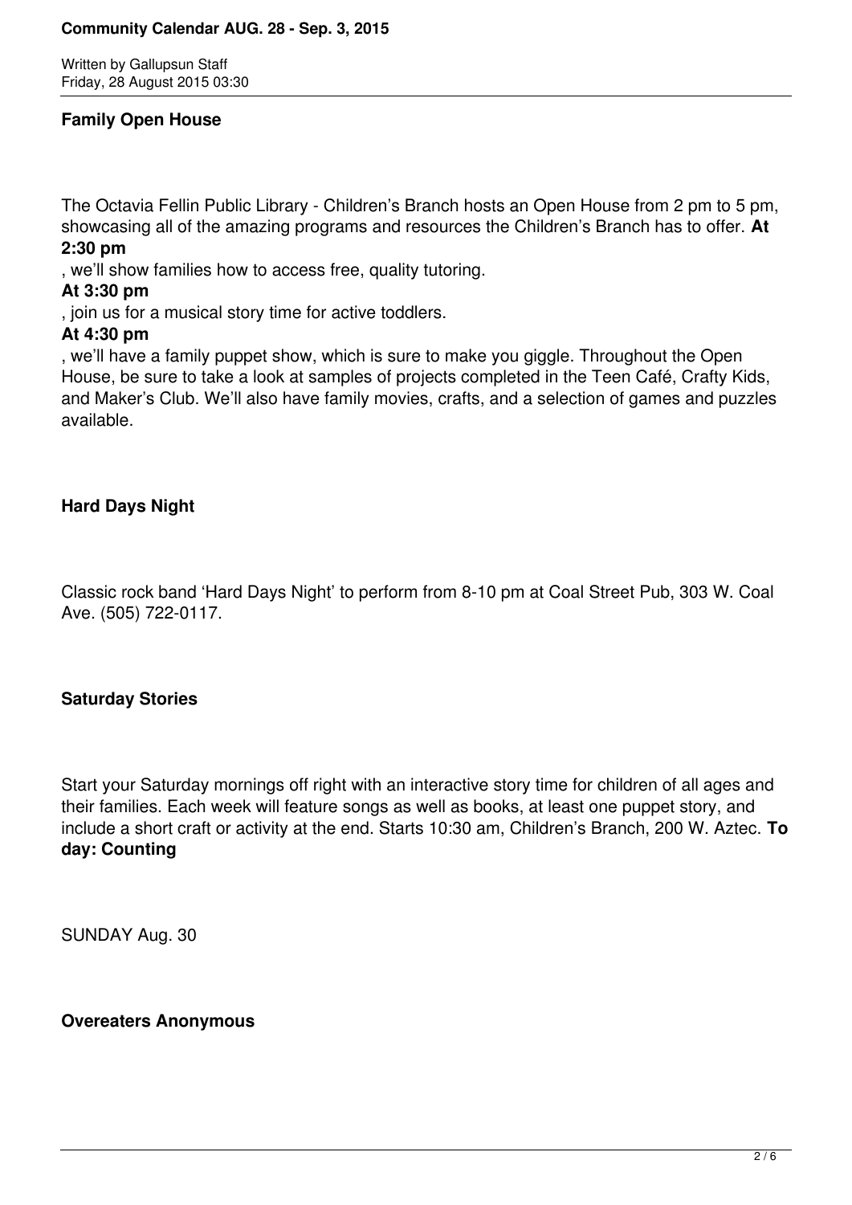### Family Open House

The Octavia Fellin Public Library - Children's Branch hosts an Open House from 2 pm to 5 pm, showcasing all of the amazing programs and resources the Children's Branch has to offer. **At 2:30 pm**, we'll show families how to access free, quality tutoring.

**At 3:30 pm**, join us for a musical story time for active toddlers.

**At 4:30 pm**, we'll have a family puppet show, which is sure to make you giggle. Throughout the Open House, be sure to take a look at samples of projects completed in the Teen Café, Crafty Kids, and Maker's Club. We'll also have family movies, crafts, and a selection of games and puzzles available.

### Hard Days Night

Classic rock band 'Hard Days Night' to perform from 8-10 pm at Coal Street Pub, 303 W. Coal Ave. (505) 722-0117.

### Saturday Stories

Start your Saturday mornings off right with an interactive story time for children of all ages and their families. Each week will feature songs as well as books, at least one puppet story, and include a short craft or activity at the end. Starts 10:30 am, Children's Branch, 200 W. Aztec. **To day: Counting**

SUNDAY Aug. 30

### Overeaters Anonymous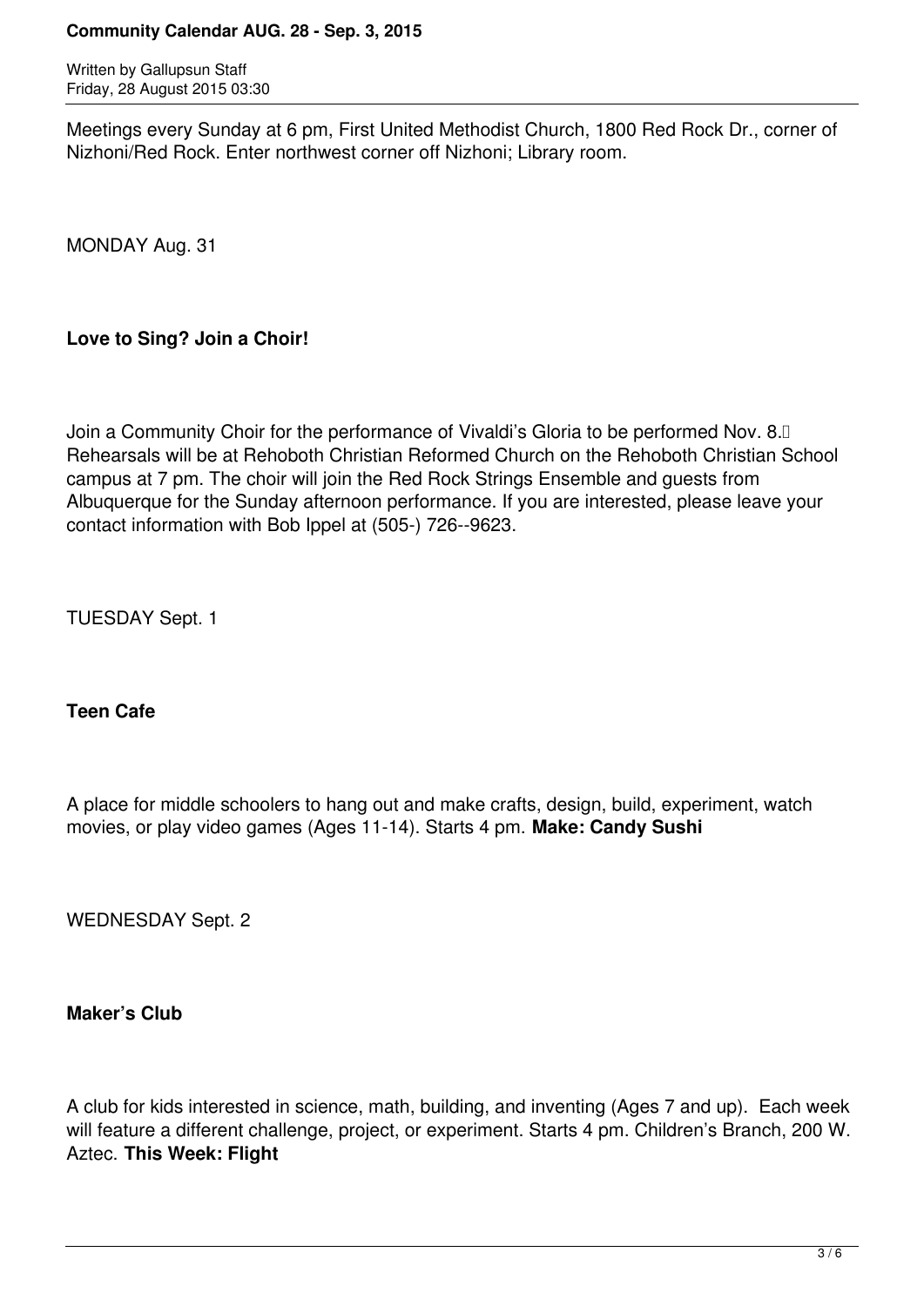Meetings every Sunday at 6 pm, First United Methodist Church, 1800 Red Rock Dr., corner of Nizhoni/Red Rock. Enter northwest corner off Nizhoni; Library room.

MONDAY Aug. 31

**Love to Sing? Join a Choir!**

Join a Community Choir for the performance of Vivaldi's Gloria to be performed Nov. 8. Rehearsals will be at Rehoboth Christian Reformed Church on the Rehoboth Christian School campus at 7 pm. The choir will join the Red Rock Strings Ensemble and guests from Albuquerque for the Sunday afternoon performance. If you are interested, please leave your contact information with Bob Ippel at (505-) 726--9623.

TUESDAY Sept. 1

**Teen Cafe**

A place for middle schoolers to hang out and make crafts, design, build, experiment, watch movies, or play video games (Ages 11-14). Starts 4 pm. **Make: Candy Sushi**

WEDNESDAY Sept. 2

**Maker's Club**

A club for kids interested in science, math, building, and inventing (Ages 7 and up). Each week will feature a different challenge, project, or experiment. Starts 4 pm. Children's Branch, 200 W. Aztec. **This Week: Flight**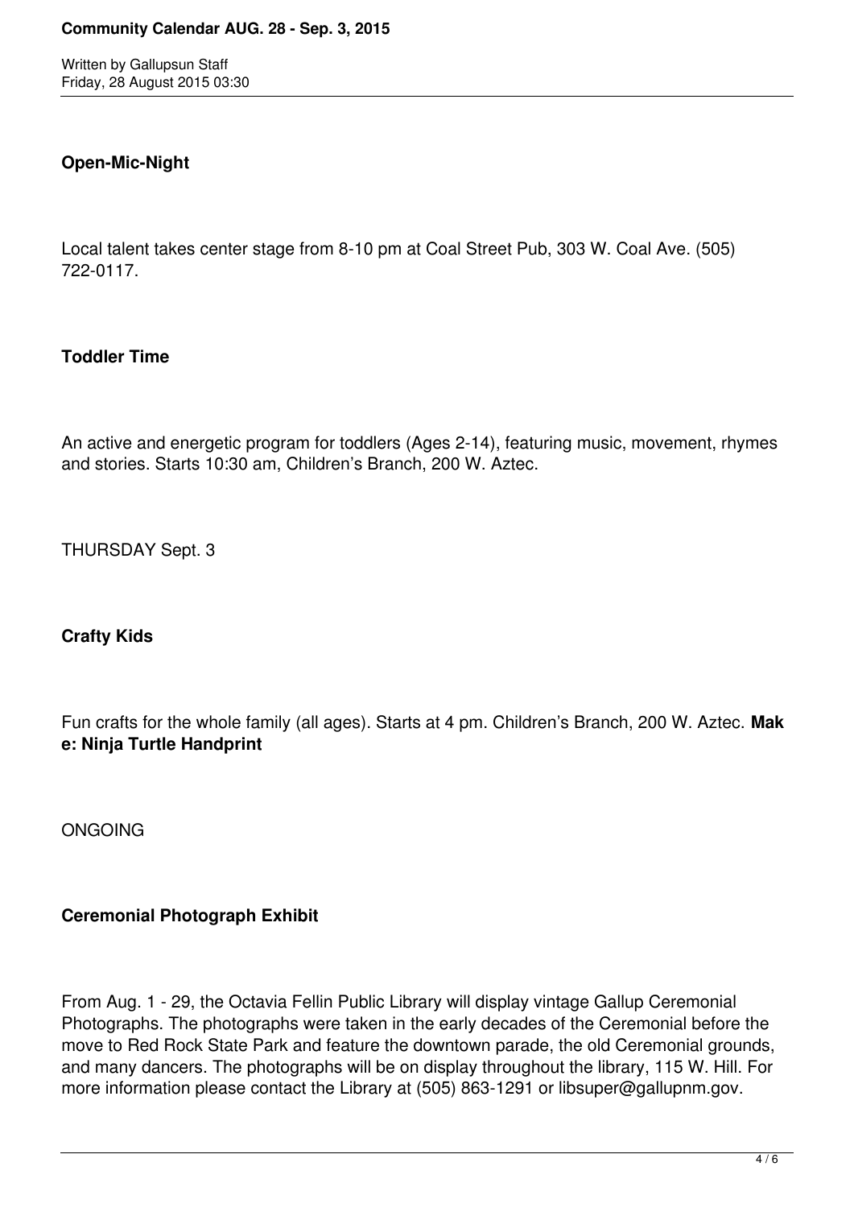**Open-Mic-Night**

Local talent takes center stage from 8-10 pm at Coal Street Pub, 303 W. Coal Ave. (505) 722-0117.

**Toddler Time**

An active and energetic program for toddlers (Ages 2-14), featuring music, movement, rhymes and stories. Starts 10:30 am, Children's Branch, 200 W. Aztec.

THURSDAY Sept. 3

**Crafty Kids**

Fun crafts for the whole family (all ages). Starts at 4 pm. Children's Branch, 200 W. Aztec. **Make: Ninja Turtle Handprint**

ONGOING

**Ceremonial Photograph Exhibit**

From Aug. 1 - 29, the Octavia Fellin Public Library will display vintage Gallup Ceremonial Photographs. The photographs were taken in the early decades of the Ceremonial before the move to Red Rock State Park and feature the downtown parade, the old Ceremonial grounds, and many dancers. The photographs will be on display throughout the library, 115 W. Hill. For more information please contact the Library at (505) 863-1291 or libsuper@gallupnm.gov.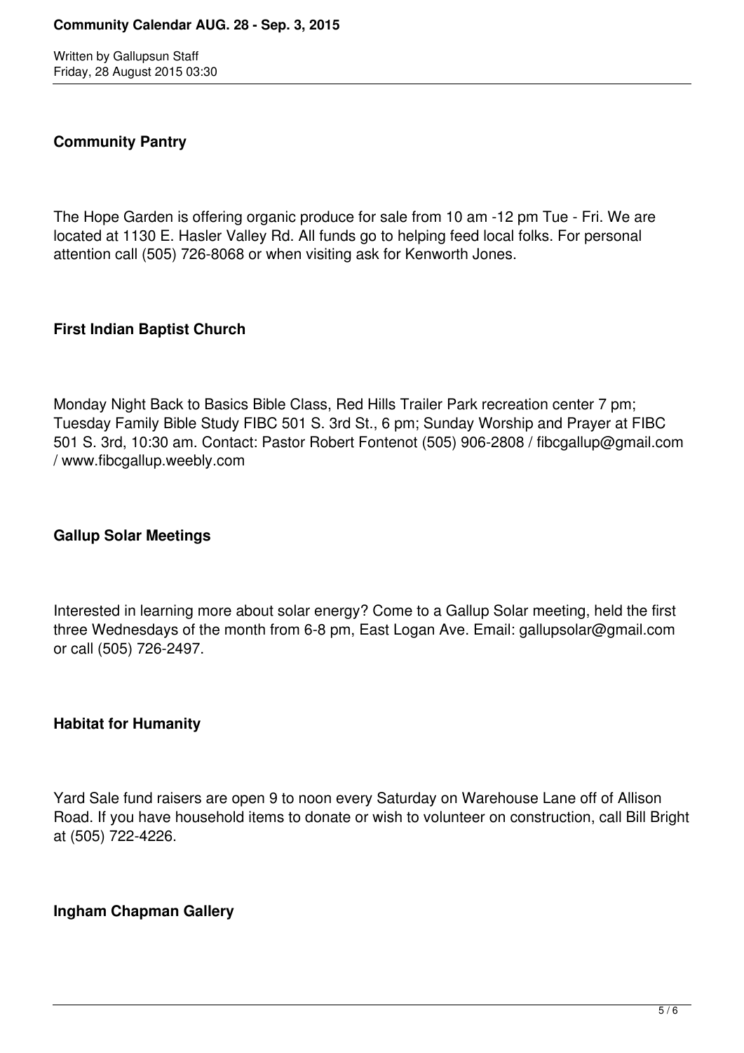**Community Pantry**

The Hope Garden is offering organic produce for sale from 10 am -12 pm Tue - Fri. We are located at 1130 E. Hasler Valley Rd. All funds go to helping feed local folks. For personal attention call (505) 726-8068 or when visiting ask for Kenworth Jones.

**First Indian Baptist Church**

Monday Night Back to Basics Bible Class, Red Hills Trailer Park recreation center 7 pm; Tuesday Family Bible Study FIBC 501 S. 3rd St., 6 pm; Sunday Worship and Prayer at FIBC 501 S. 3rd, 10:30 am. Contact: Pastor Robert Fontenot (505) 906-2808 / fibcgallup@gmail.com / www.fibcgallup.weebly.com

**Gallup Solar Meetings**

Interested in learning more about solar energy? Come to a Gallup Solar meeting, held the first three Wednesdays of the month from 6-8 pm, East Logan Ave. Email: gallupsolar@gmail.com or call (505) 726-2497.

**Habitat for Humanity**

Yard Sale fund raisers are open 9 to noon every Saturday on Warehouse Lane off of Allison Road. If you have household items to donate or wish to volunteer on construction, call Bill Bright at (505) 722-4226.

**Ingham Chapman Gallery**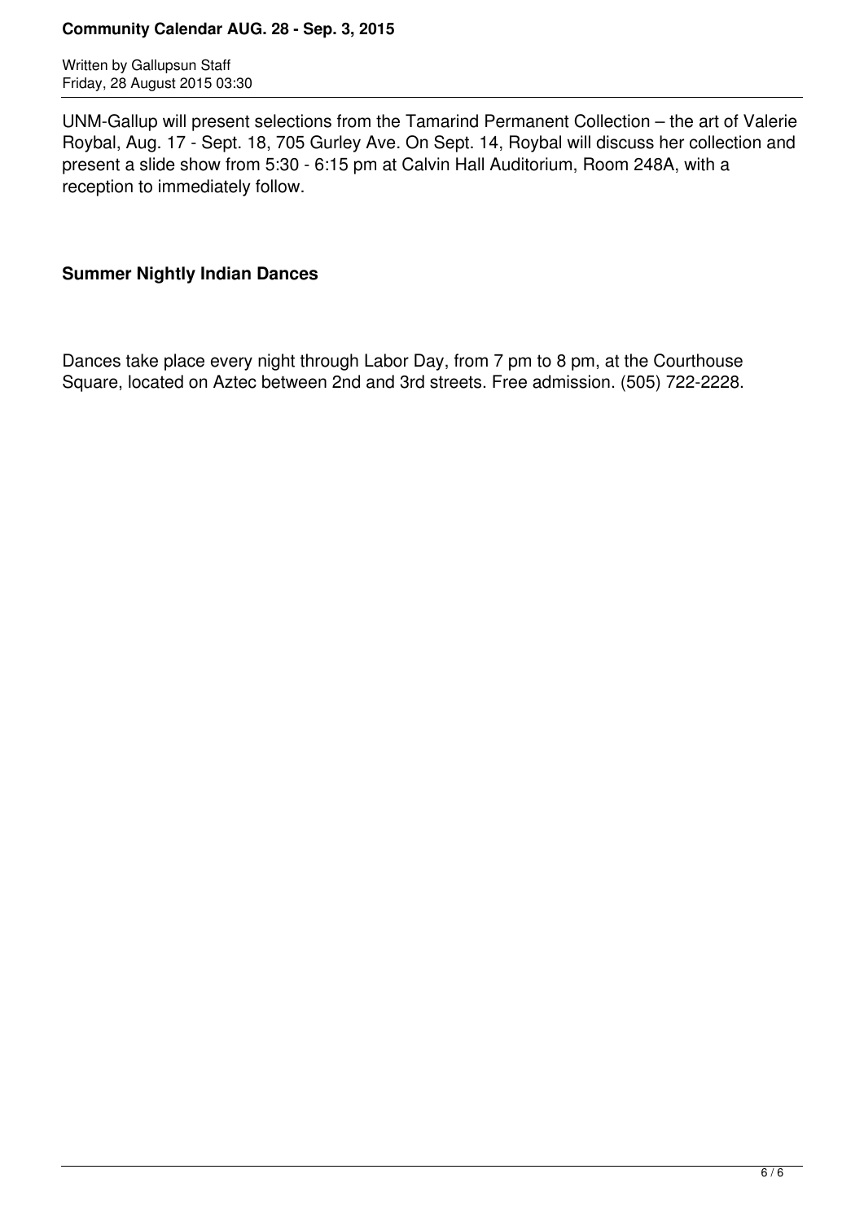UNM-Gallup will present selections from the Tamarind Permanent Collection – the art of Valerie Roybal, Aug. 17 - Sept. 18, 705 Gurley Ave. On Sept. 14, Roybal will discuss her collection and present a slide show from 5:30 - 6:15 pm at Calvin Hall Auditorium, Room 248A, with a reception to immediately follow.

**Summer Nightly Indian Dances**

Dances take place every night through Labor Day, from 7 pm to 8 pm, at the Courthouse Square, located on Aztec between 2nd and 3rd streets. Free admission. (505) 722-2228.